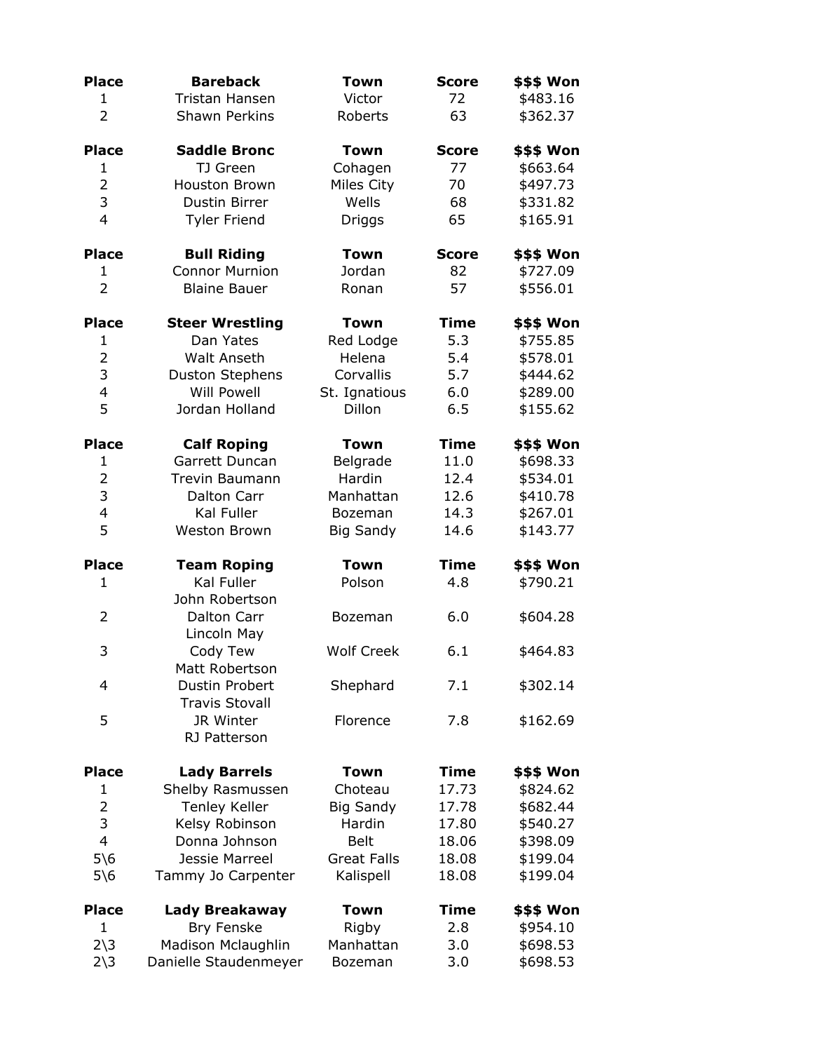| Place | Bareback | Town | Score | $$$ Won |
|---|---|---|---|---|
| 1 | Tristan Hansen | Victor | 72 | $483.16 |
| 2 | Shawn Perkins | Roberts | 63 | $362.37 |

| Place | Saddle Bronc | Town | Score | $$$ Won |
|---|---|---|---|---|
| 1 | TJ Green | Cohagen | 77 | $663.64 |
| 2 | Houston Brown | Miles City | 70 | $497.73 |
| 3 | Dustin Birrer | Wells | 68 | $331.82 |
| 4 | Tyler Friend | Driggs | 65 | $165.91 |

| Place | Bull Riding | Town | Score | $$$ Won |
|---|---|---|---|---|
| 1 | Connor Murnion | Jordan | 82 | $727.09 |
| 2 | Blaine Bauer | Ronan | 57 | $556.01 |

| Place | Steer Wrestling | Town | Time | $$$ Won |
|---|---|---|---|---|
| 1 | Dan Yates | Red Lodge | 5.3 | $755.85 |
| 2 | Walt Anseth | Helena | 5.4 | $578.01 |
| 3 | Duston Stephens | Corvallis | 5.7 | $444.62 |
| 4 | Will Powell | St. Ignatious | 6.0 | $289.00 |
| 5 | Jordan Holland | Dillon | 6.5 | $155.62 |

| Place | Calf Roping | Town | Time | $$$ Won |
|---|---|---|---|---|
| 1 | Garrett Duncan | Belgrade | 11.0 | $698.33 |
| 2 | Trevin Baumann | Hardin | 12.4 | $534.01 |
| 3 | Dalton Carr | Manhattan | 12.6 | $410.78 |
| 4 | Kal Fuller | Bozeman | 14.3 | $267.01 |
| 5 | Weston Brown | Big Sandy | 14.6 | $143.77 |

| Place | Team Roping | Town | Time | $$$ Won |
|---|---|---|---|---|
| 1 | Kal Fuller<br>John Robertson | Polson | 4.8 | $790.21 |
| 2 | Dalton Carr<br>Lincoln May | Bozeman | 6.0 | $604.28 |
| 3 | Cody Tew<br>Matt Robertson | Wolf Creek | 6.1 | $464.83 |
| 4 | Dustin Probert<br>Travis Stovall | Shephard | 7.1 | $302.14 |
| 5 | JR Winter<br>RJ Patterson | Florence | 7.8 | $162.69 |

| Place | Lady Barrels | Town | Time | $$$ Won |
|---|---|---|---|---|
| 1 | Shelby Rasmussen | Choteau | 17.73 | $824.62 |
| 2 | Tenley Keller | Big Sandy | 17.78 | $682.44 |
| 3 | Kelsy Robinson | Hardin | 17.80 | $540.27 |
| 4 | Donna Johnson | Belt | 18.06 | $398.09 |
| 5\6 | Jessie Marreel | Great Falls | 18.08 | $199.04 |
| 5\6 | Tammy Jo Carpenter | Kalispell | 18.08 | $199.04 |

| Place | Lady Breakaway | Town | Time | $$$ Won |
|---|---|---|---|---|
| 1 | Bry Fenske | Rigby | 2.8 | $954.10 |
| 2\3 | Madison Mclaughlin | Manhattan | 3.0 | $698.53 |
| 2\3 | Danielle Staudenmeyer | Bozeman | 3.0 | $698.53 |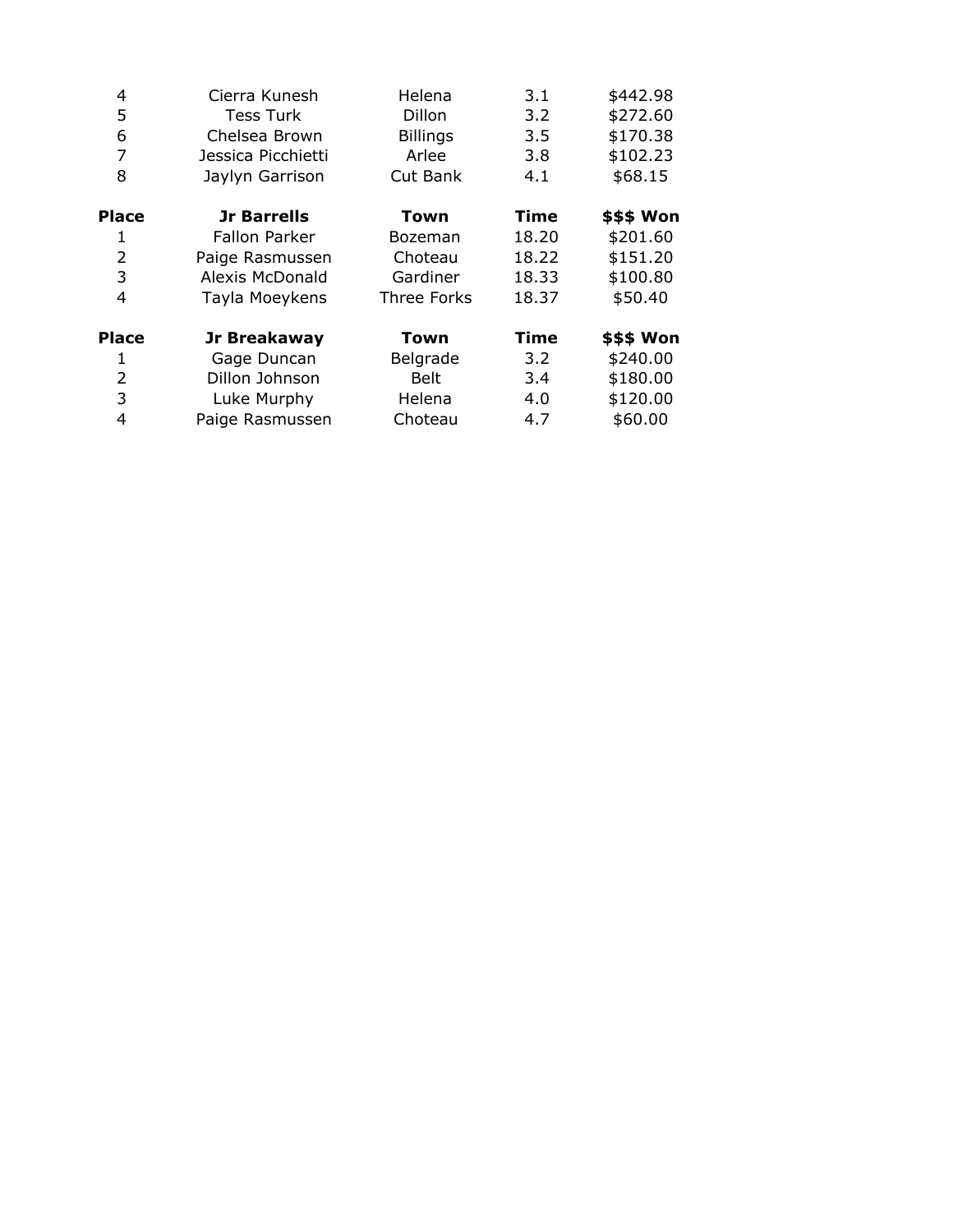| | | | | |
|---|---|---|---|---|
| 4 | Cierra Kunesh | Helena | 3.1 | $442.98 |
| 5 | Tess Turk | Dillon | 3.2 | $272.60 |
| 6 | Chelsea Brown | Billings | 3.5 | $170.38 |
| 7 | Jessica Picchietti | Arlee | 3.8 | $102.23 |
| 8 | Jaylyn Garrison | Cut Bank | 4.1 | $68.15 |

| Place | Jr Barrells | Town | Time | $$$ Won |
|---|---|---|---|---|
| 1 | Fallon Parker | Bozeman | 18.20 | $201.60 |
| 2 | Paige Rasmussen | Choteau | 18.22 | $151.20 |
| 3 | Alexis McDonald | Gardiner | 18.33 | $100.80 |
| 4 | Tayla Moeykens | Three Forks | 18.37 | $50.40 |

| Place | Jr Breakaway | Town | Time | $$$ Won |
|---|---|---|---|---|
| 1 | Gage Duncan | Belgrade | 3.2 | $240.00 |
| 2 | Dillon Johnson | Belt | 3.4 | $180.00 |
| 3 | Luke Murphy | Helena | 4.0 | $120.00 |
| 4 | Paige Rasmussen | Choteau | 4.7 | $60.00 |